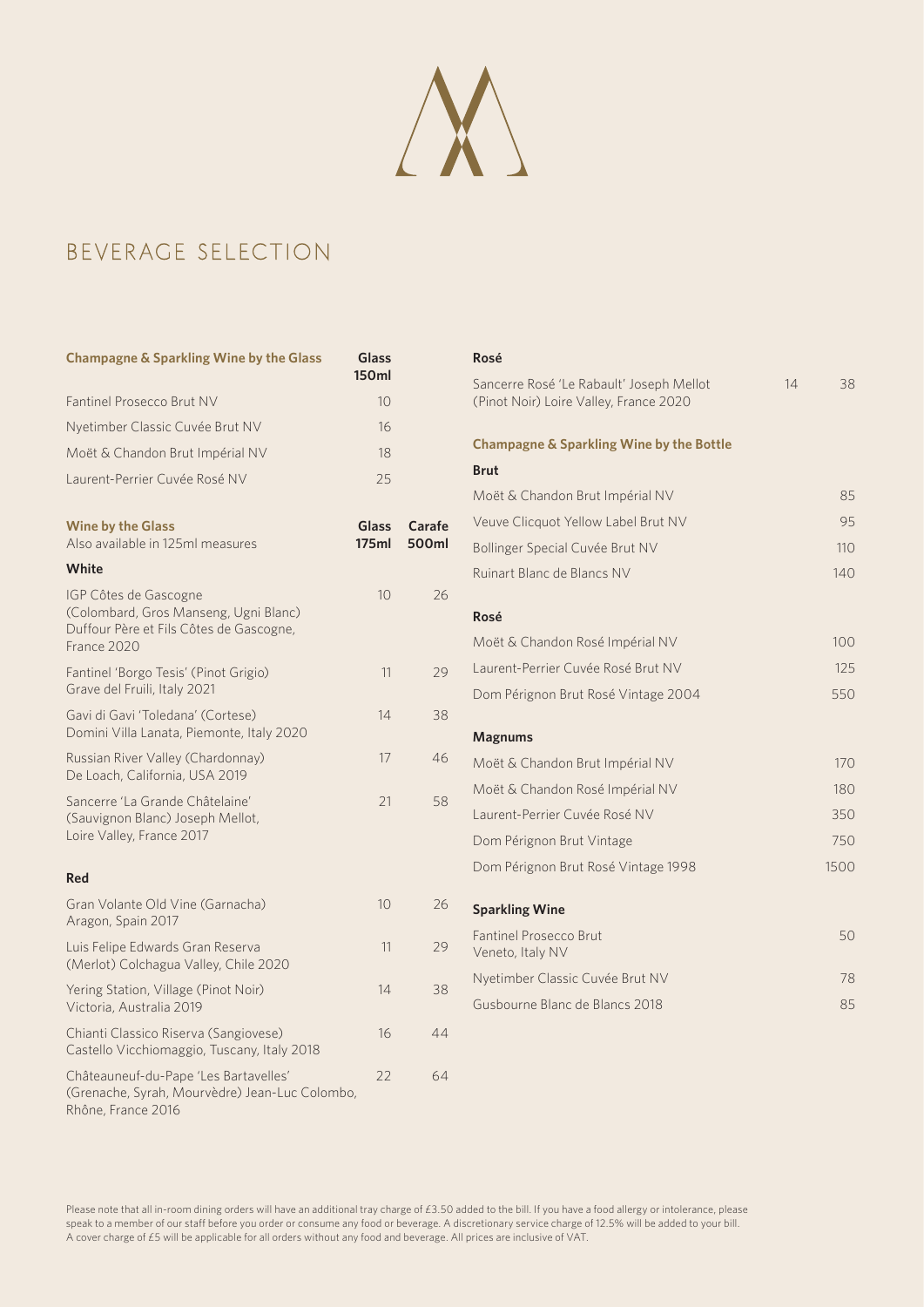# BEVERAGE SELECTION

| Champagne & Sparkling Wine by the Glass | Glass 150ml |
|---|---|
| Fantinel Prosecco Brut NV | 10 |
| Nyetimber Classic Cuvée Brut NV | 16 |
| Moët & Chandon Brut Impérial NV | 18 |
| Laurent-Perrier Cuvée Rosé NV | 25 |

| Wine by the Glass<br>Also available in 125ml measures | Glass 175ml | Carafe 500ml |
|---|---|---|
| **White** | | |
| IGP Côtes de Gascogne (Colombard, Gros Manseng, Ugni Blanc) Duffour Père et Fils Côtes de Gascogne, France 2020 | 10 | 26 |
| Fantinel 'Borgo Tesis' (Pinot Grigio) Grave del Fruili, Italy 2021 | 11 | 29 |
| Gavi di Gavi 'Toledana' (Cortese) Domini Villa Lanata, Piemonte, Italy 2020 | 14 | 38 |
| Russian River Valley (Chardonnay) De Loach, California, USA 2019 | 17 | 46 |
| Sancerre 'La Grande Châtelaine' (Sauvignon Blanc) Joseph Mellot, Loire Valley, France 2017 | 21 | 58 |
| **Red** | | |
| Gran Volante Old Vine (Garnacha) Aragon, Spain 2017 | 10 | 26 |
| Luis Felipe Edwards Gran Reserva (Merlot) Colchagua Valley, Chile 2020 | 11 | 29 |
| Yering Station, Village (Pinot Noir) Victoria, Australia 2019 | 14 | 38 |
| Chianti Classico Riserva (Sangiovese) Castello Vicchiomaggio, Tuscany, Italy 2018 | 16 | 44 |
| Châteauneuf-du-Pape 'Les Bartavelles' (Grenache, Syrah, Mourvèdre) Jean-Luc Colombo, Rhône, France 2016 | 22 | 64 |
| **Rosé** | | |
| Sancerre Rosé 'Le Rabault' Joseph Mellot (Pinot Noir) Loire Valley, France 2020 | 14 | 38 |

## Champagne & Sparkling Wine by the Bottle

| | |
|---|---|
| **Brut** | |
| Moët & Chandon Brut Impérial NV | 85 |
| Veuve Clicquot Yellow Label Brut NV | 95 |
| Bollinger Special Cuvée Brut NV | 110 |
| Ruinart Blanc de Blancs NV | 140 |
| **Rosé** | |
| Moët & Chandon Rosé Impérial NV | 100 |
| Laurent-Perrier Cuvée Rosé Brut NV | 125 |
| Dom Pérignon Brut Rosé Vintage 2004 | 550 |
| **Magnums** | |
| Moët & Chandon Brut Impérial NV | 170 |
| Moët & Chandon Rosé Impérial NV | 180 |
| Laurent-Perrier Cuvée Rosé NV | 350 |
| Dom Pérignon Brut Vintage | 750 |
| Dom Pérignon Brut Rosé Vintage 1998 | 1500 |
| **Sparkling Wine** | |
| Fantinel Prosecco Brut Veneto, Italy NV | 50 |
| Nyetimber Classic Cuvée Brut NV | 78 |
| Gusbourne Blanc de Blancs 2018 | 85 |

Please note that all in-room dining orders will have an additional tray charge of £3.50 added to the bill. If you have a food allergy or intolerance, please speak to a member of our staff before you order or consume any food or beverage. A discretionary service charge of 12.5% will be added to your bill. A cover charge of £5 will be applicable for all orders without any food and beverage. All prices are inclusive of VAT.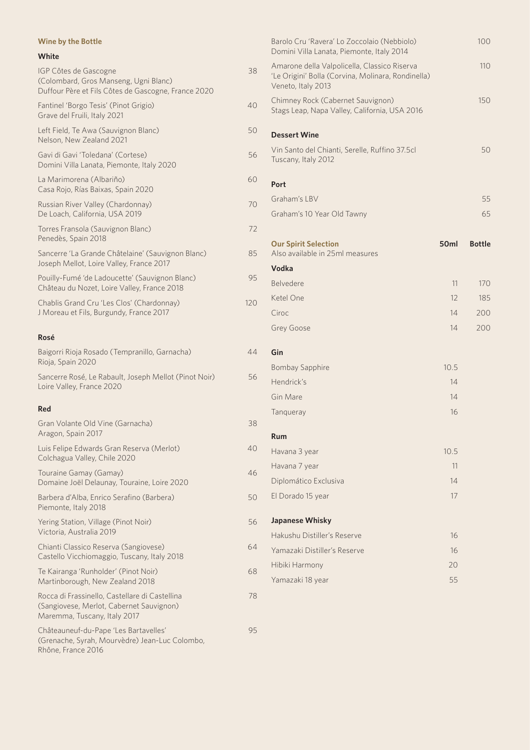## Wine by the Bottle

### White

| | |
|---|---|
| IGP Côtes de Gascogne (Colombard, Gros Manseng, Ugni Blanc) Duffour Père et Fils Côtes de Gascogne, France 2020 | 38 |
| Fantinel 'Borgo Tesis' (Pinot Grigio) Grave del Fruili, Italy 2021 | 40 |
| Left Field, Te Awa (Sauvignon Blanc) Nelson, New Zealand 2021 | 50 |
| Gavi di Gavi 'Toledana' (Cortese) Domini Villa Lanata, Piemonte, Italy 2020 | 56 |
| La Marimorena (Albariño) Casa Rojo, Rías Baixas, Spain 2020 | 60 |
| Russian River Valley (Chardonnay) De Loach, California, USA 2019 | 70 |
| Torres Fransola (Sauvignon Blanc) Penedès, Spain 2018 | 72 |
| Sancerre 'La Grande Châtelaine' (Sauvignon Blanc) Joseph Mellot, Loire Valley, France 2017 | 85 |
| Pouilly-Fumé 'de Ladoucette' (Sauvignon Blanc) Château du Nozet, Loire Valley, France 2018 | 95 |
| Chablis Grand Cru 'Les Clos' (Chardonnay) J Moreau et Fils, Burgundy, France 2017 | 120 |

### Rosé

| | |
|---|---|
| Baigorri Rioja Rosado (Tempranillo, Garnacha) Rioja, Spain 2020 | 44 |
| Sancerre Rosé, Le Rabault, Joseph Mellot (Pinot Noir) Loire Valley, France 2020 | 56 |

### Red

| | |
|---|---|
| Gran Volante Old Vine (Garnacha) Aragon, Spain 2017 | 38 |
| Luis Felipe Edwards Gran Reserva (Merlot) Colchagua Valley, Chile 2020 | 40 |
| Touraine Gamay (Gamay) Domaine Joël Delaunay, Touraine, Loire 2020 | 46 |
| Barbera d'Alba, Enrico Serafino (Barbera) Piemonte, Italy 2018 | 50 |
| Yering Station, Village (Pinot Noir) Victoria, Australia 2019 | 56 |
| Chianti Classico Reserva (Sangiovese) Castello Vicchiomaggio, Tuscany, Italy 2018 | 64 |
| Te Kairanga 'Runholder' (Pinot Noir) Martinborough, New Zealand 2018 | 68 |
| Rocca di Frassinello, Castellare di Castellina (Sangiovese, Merlot, Cabernet Sauvignon) Maremma, Tuscany, Italy 2017 | 78 |
| Châteauneuf-du-Pape 'Les Bartavelles' (Grenache, Syrah, Mourvèdre) Jean-Luc Colombo, Rhône, France 2016 | 95 |
| Barolo Cru 'Ravera' Lo Zoccolaio (Nebbiolo) Domini Villa Lanata, Piemonte, Italy 2014 | 100 |
| Amarone della Valpolicella, Classico Riserva 'Le Origini' Bolla (Corvina, Molinara, Rondinella) Veneto, Italy 2013 | 110 |
| Chimney Rock (Cabernet Sauvignon) Stags Leap, Napa Valley, California, USA 2016 | 150 |

### Dessert Wine

| | |
|---|---|
| Vin Santo del Chianti, Serelle, Ruffino 37.5cl Tuscany, Italy 2012 | 50 |

### Port

| | |
|---|---|
| Graham's LBV | 55 |
| Graham's 10 Year Old Tawny | 65 |

## Our Spirit Selection

Also available in 25ml measures

| | 50ml | Bottle |
|---|---|---|
| **Vodka** | | |
| Belvedere | 11 | 170 |
| Ketel One | 12 | 185 |
| Ciroc | 14 | 200 |
| Grey Goose | 14 | 200 |
| **Gin** | | |
| Bombay Sapphire | 10.5 | |
| Hendrick's | 14 | |
| Gin Mare | 14 | |
| Tanqueray | 16 | |
| **Rum** | | |
| Havana 3 year | 10.5 | |
| Havana 7 year | 11 | |
| Diplomático Exclusiva | 14 | |
| El Dorado 15 year | 17 | |
| **Japanese Whisky** | | |
| Hakushu Distiller's Reserve | 16 | |
| Yamazaki Distiller's Reserve | 16 | |
| Hibiki Harmony | 20 | |
| Yamazaki 18 year | 55 | |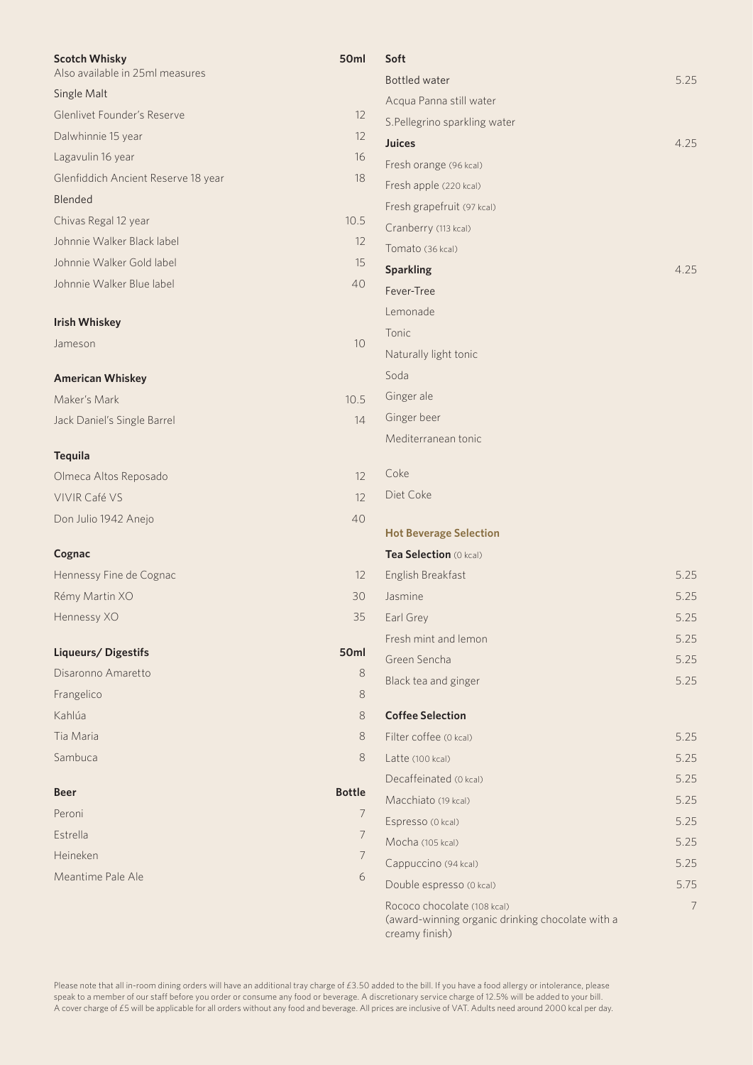## Scotch Whisky

Also available in 25ml measures

| | 50ml |
|---|---|
| **Single Malt** | |
| Glenlivet Founder's Reserve | 12 |
| Dalwhinnie 15 year | 12 |
| Lagavulin 16 year | 16 |
| Glenfiddich Ancient Reserve 18 year | 18 |
| **Blended** | |
| Chivas Regal 12 year | 10.5 |
| Johnnie Walker Black label | 12 |
| Johnnie Walker Gold label | 15 |
| Johnnie Walker Blue label | 40 |

## Irish Whiskey

| | |
|---|---|
| Jameson | 10 |

## American Whiskey

| | |
|---|---|
| Maker's Mark | 10.5 |
| Jack Daniel's Single Barrel | 14 |

## Tequila

| | |
|---|---|
| Olmeca Altos Reposado | 12 |
| VIVIR Café VS | 12 |
| Don Julio 1942 Anejo | 40 |

## Cognac

| | |
|---|---|
| Hennessy Fine de Cognac | 12 |
| Rémy Martin XO | 30 |
| Hennessy XO | 35 |

## Liqueurs/ Digestifs

| | 50ml |
|---|---|
| Disaronno Amaretto | 8 |
| Frangelico | 8 |
| Kahlúa | 8 |
| Tia Maria | 8 |
| Sambuca | 8 |

## Beer

| | Bottle |
|---|---|
| Peroni | 7 |
| Estrella | 7 |
| Heineken | 7 |
| Meantime Pale Ale | 6 |

## Soft

| | |
|---|---|
| Bottled water | 5.25 |
| Acqua Panna still water | |
| S.Pellegrino sparkling water | |
| **Juices** | 4.25 |
| Fresh orange (96 kcal) | |
| Fresh apple (220 kcal) | |
| Fresh grapefruit (97 kcal) | |
| Cranberry (113 kcal) | |
| Tomato (36 kcal) | |
| **Sparkling** | 4.25 |
| Fever-Tree | |
| Lemonade | |
| Tonic | |
| Naturally light tonic | |
| Soda | |
| Ginger ale | |
| Ginger beer | |
| Mediterranean tonic | |
| Coke | |
| Diet Coke | |

## Hot Beverage Selection

**Tea Selection** (0 kcal)

| | |
|---|---|
| English Breakfast | 5.25 |
| Jasmine | 5.25 |
| Earl Grey | 5.25 |
| Fresh mint and lemon | 5.25 |
| Green Sencha | 5.25 |
| Black tea and ginger | 5.25 |

**Coffee Selection**

| | |
|---|---|
| Filter coffee (0 kcal) | 5.25 |
| Latte (100 kcal) | 5.25 |
| Decaffeinated (0 kcal) | 5.25 |
| Macchiato (19 kcal) | 5.25 |
| Espresso (0 kcal) | 5.25 |
| Mocha (105 kcal) | 5.25 |
| Cappuccino (94 kcal) | 5.25 |
| Double espresso (0 kcal) | 5.75 |
| Rococo chocolate (108 kcal) (award-winning organic drinking chocolate with a creamy finish) | 7 |

Please note that all in-room dining orders will have an additional tray charge of £3.50 added to the bill. If you have a food allergy or intolerance, please speak to a member of our staff before you order or consume any food or beverage. A discretionary service charge of 12.5% will be added to your bill. A cover charge of £5 will be applicable for all orders without any food and beverage. All prices are inclusive of VAT. Adults need around 2000 kcal per day.